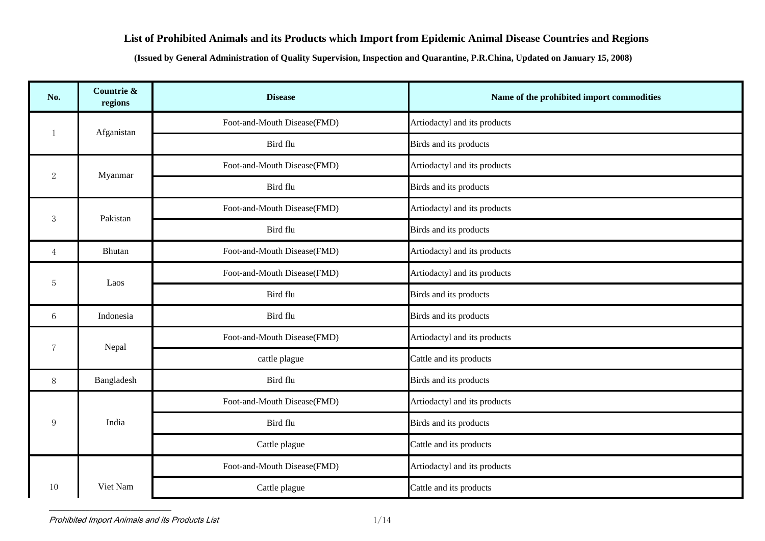# List of Prohibited Animals and its Products which Import from Epidemic Animal Disease Countries and Regions

**(Issued by General Administration of Quality Supervision, Inspection and Quarantine, P.R.China, Updated on January 15, 2008)**

| No. | Countrie & regions | Disease | Name of the prohibited import commodities |
|---|---|---|---|
| 1 | Afganistan | Foot-and-Mouth Disease(FMD) | Artiodactyl and its products |
| | | Bird flu | Birds and its products |
| 2 | Myanmar | Foot-and-Mouth Disease(FMD) | Artiodactyl and its products |
| | | Bird flu | Birds and its products |
| 3 | Pakistan | Foot-and-Mouth Disease(FMD) | Artiodactyl and its products |
| | | Bird flu | Birds and its products |
| 4 | Bhutan | Foot-and-Mouth Disease(FMD) | Artiodactyl and its products |
| 5 | Laos | Foot-and-Mouth Disease(FMD) | Artiodactyl and its products |
| | | Bird flu | Birds and its products |
| 6 | Indonesia | Bird flu | Birds and its products |
| 7 | Nepal | Foot-and-Mouth Disease(FMD) | Artiodactyl and its products |
| | | cattle plague | Cattle and its products |
| 8 | Bangladesh | Bird flu | Birds and its products |
| 9 | India | Foot-and-Mouth Disease(FMD) | Artiodactyl and its products |
| | | Bird flu | Birds and its products |
| | | Cattle plague | Cattle and its products |
| 10 | Viet Nam | Foot-and-Mouth Disease(FMD) | Artiodactyl and its products |
| | | Cattle plague | Cattle and its products |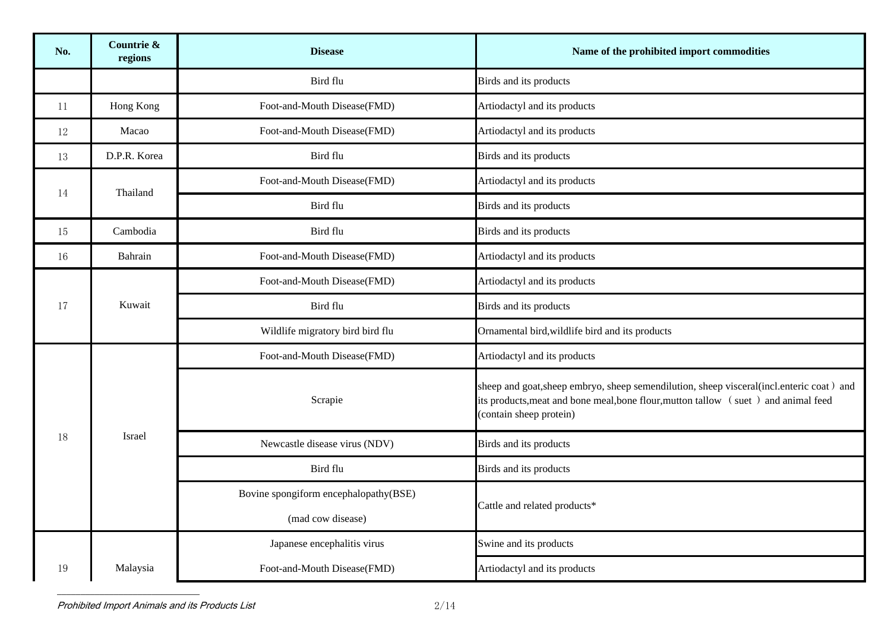| No. | Countrie & regions | Disease | Name of the prohibited import commodities |
|---|---|---|---|
| | | Bird flu | Birds and its products |
| 11 | Hong Kong | Foot-and-Mouth Disease(FMD) | Artiodactyl and its products |
| 12 | Macao | Foot-and-Mouth Disease(FMD) | Artiodactyl and its products |
| 13 | D.P.R. Korea | Bird flu | Birds and its products |
| 14 | Thailand | Foot-and-Mouth Disease(FMD) | Artiodactyl and its products |
| | | Bird flu | Birds and its products |
| 15 | Cambodia | Bird flu | Birds and its products |
| 16 | Bahrain | Foot-and-Mouth Disease(FMD) | Artiodactyl and its products |
| 17 | Kuwait | Foot-and-Mouth Disease(FMD) | Artiodactyl and its products |
| | | Bird flu | Birds and its products |
| | | Wildlife migratory bird bird flu | Ornamental bird,wildlife bird and its products |
| 18 | Israel | Foot-and-Mouth Disease(FMD) | Artiodactyl and its products |
| | | Scrapie | sheep and goat,sheep embryo, sheep semendilution, sheep visceral(incl.enteric coat）and its products,meat and bone meal,bone flour,mutton tallow （suet ）and animal feed (contain sheep protein) |
| | | Newcastle disease virus (NDV) | Birds and its products |
| | | Bird flu | Birds and its products |
| | | Bovine spongiform encephalopathy(BSE) (mad cow disease) | Cattle and related products* |
| 19 | Malaysia | Japanese encephalitis virus | Swine and its products |
| | | Foot-and-Mouth Disease(FMD) | Artiodactyl and its products |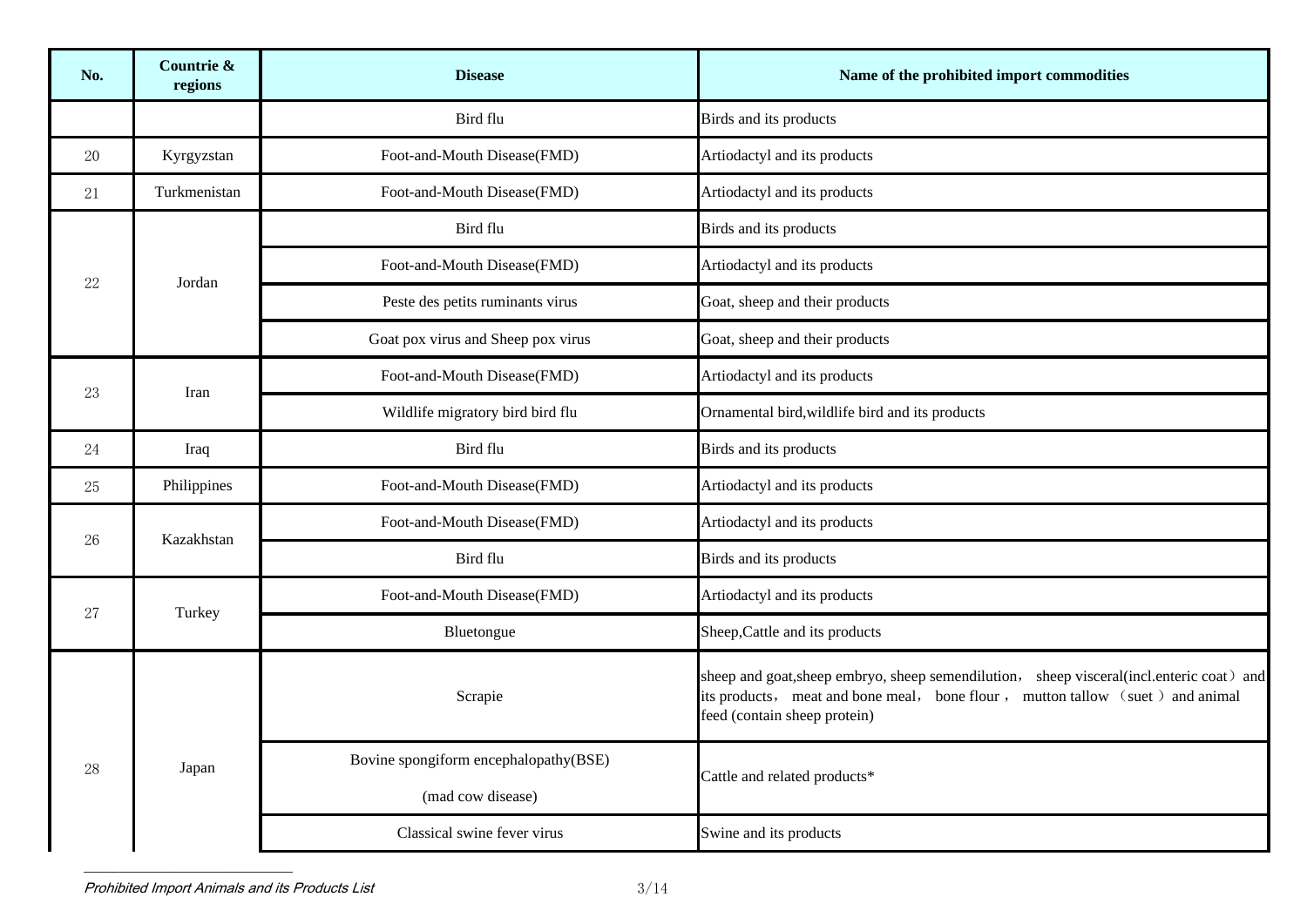| No. | Countrie & regions | Disease | Name of the prohibited import commodities |
| --- | --- | --- | --- |
| | | Bird flu | Birds and its products |
| 20 | Kyrgyzstan | Foot-and-Mouth Disease(FMD) | Artiodactyl and its products |
| 21 | Turkmenistan | Foot-and-Mouth Disease(FMD) | Artiodactyl and its products |
| 22 | Jordan | Bird flu | Birds and its products |
| | | Foot-and-Mouth Disease(FMD) | Artiodactyl and its products |
| | | Peste des petits ruminants virus | Goat, sheep and their products |
| | | Goat pox virus and Sheep pox virus | Goat, sheep and their products |
| 23 | Iran | Foot-and-Mouth Disease(FMD) | Artiodactyl and its products |
| | | Wildlife migratory bird bird flu | Ornamental bird,wildlife bird and its products |
| 24 | Iraq | Bird flu | Birds and its products |
| 25 | Philippines | Foot-and-Mouth Disease(FMD) | Artiodactyl and its products |
| 26 | Kazakhstan | Foot-and-Mouth Disease(FMD) | Artiodactyl and its products |
| | | Bird flu | Birds and its products |
| 27 | Turkey | Foot-and-Mouth Disease(FMD) | Artiodactyl and its products |
| | | Bluetongue | Sheep,Cattle and its products |
| 28 | Japan | Scrapie | sheep and goat,sheep embryo, sheep semendilution， sheep visceral(incl.enteric coat）and its products， meat and bone meal， bone flour ， mutton tallow （suet ）and animal feed (contain sheep protein) |
| | | Bovine spongiform encephalopathy(BSE) (mad cow disease) | Cattle and related products* |
| | | Classical swine fever virus | Swine and its products |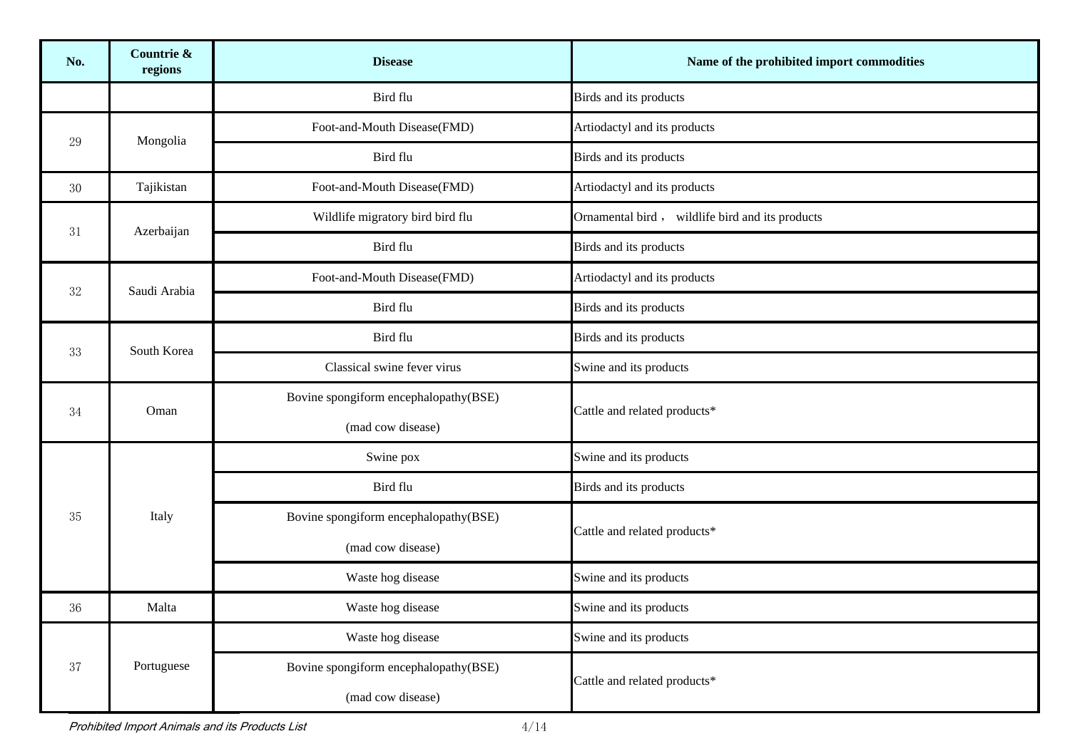| No. | Countrie & regions | Disease | Name of the prohibited import commodities |
|---|---|---|---|
| | | Bird flu | Birds and its products |
| 29 | Mongolia | Foot-and-Mouth Disease(FMD) | Artiodactyl and its products |
| | | Bird flu | Birds and its products |
| 30 | Tajikistan | Foot-and-Mouth Disease(FMD) | Artiodactyl and its products |
| 31 | Azerbaijan | Wildlife migratory bird bird flu | Ornamental bird， wildlife bird and its products |
| | | Bird flu | Birds and its products |
| 32 | Saudi Arabia | Foot-and-Mouth Disease(FMD) | Artiodactyl and its products |
| | | Bird flu | Birds and its products |
| 33 | South Korea | Bird flu | Birds and its products |
| | | Classical swine fever virus | Swine and its products |
| 34 | Oman | Bovine spongiform encephalopathy(BSE) (mad cow disease) | Cattle and related products* |
| 35 | Italy | Swine pox | Swine and its products |
| | | Bird flu | Birds and its products |
| | | Bovine spongiform encephalopathy(BSE) (mad cow disease) | Cattle and related products* |
| | | Waste hog disease | Swine and its products |
| 36 | Malta | Waste hog disease | Swine and its products |
| 37 | Portuguese | Waste hog disease | Swine and its products |
| | | Bovine spongiform encephalopathy(BSE) (mad cow disease) | Cattle and related products* |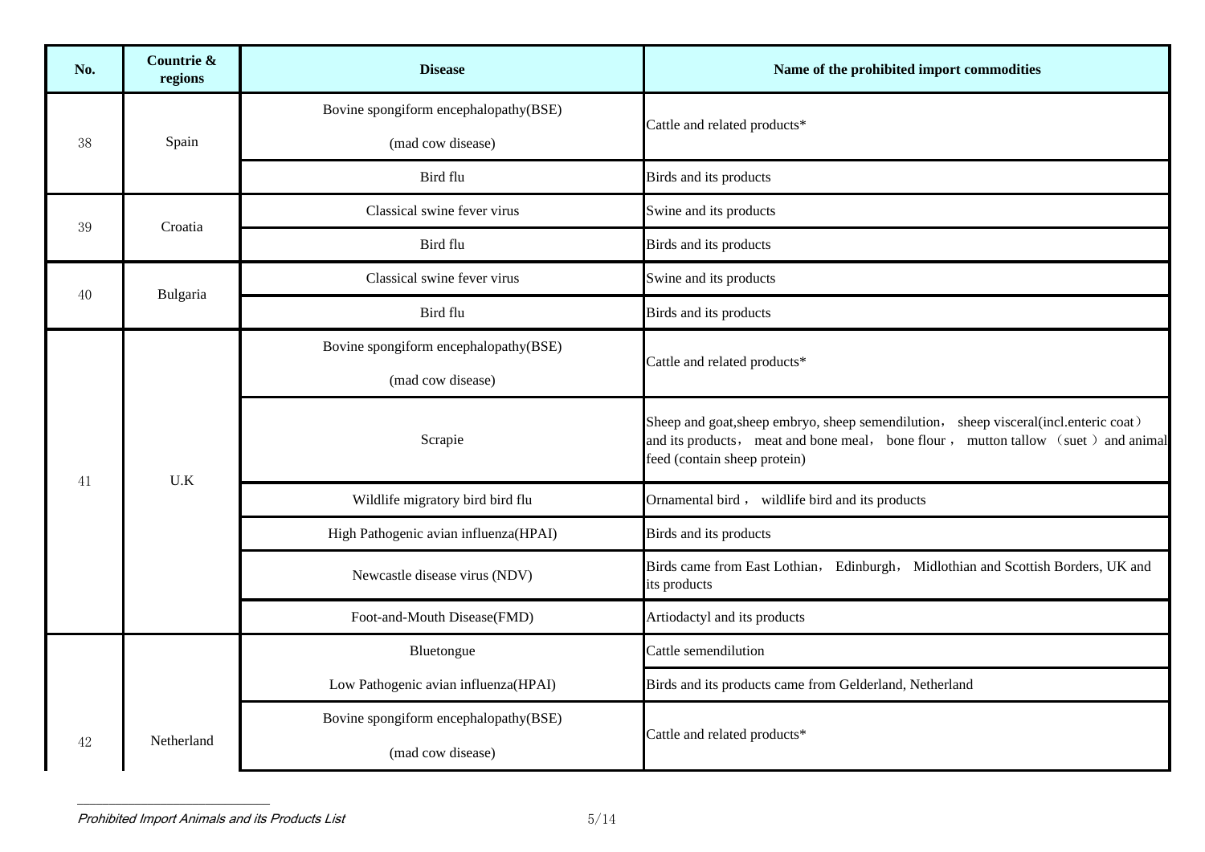| No. | Countrie & regions | Disease | Name of the prohibited import commodities |
| --- | --- | --- | --- |
| 38 | Spain | Bovine spongiform encephalopathy(BSE) (mad cow disease) | Cattle and related products* |
| | | Bird flu | Birds and its products |
| 39 | Croatia | Classical swine fever virus | Swine and its products |
| | | Bird flu | Birds and its products |
| 40 | Bulgaria | Classical swine fever virus | Swine and its products |
| | | Bird flu | Birds and its products |
| 41 | U.K | Bovine spongiform encephalopathy(BSE) (mad cow disease) | Cattle and related products* |
| | | Scrapie | Sheep and goat,sheep embryo, sheep semendilution， sheep visceral(incl.enteric coat）and its products， meat and bone meal， bone flour， mutton tallow （suet ）and animal feed (contain sheep protein) |
| | | Wildlife migratory bird bird flu | Ornamental bird， wildlife bird and its products |
| | | High Pathogenic avian influenza(HPAI) | Birds and its products |
| | | Newcastle disease virus (NDV) | Birds came from East Lothian， Edinburgh， Midlothian and Scottish Borders, UK and its products |
| | | Foot-and-Mouth Disease(FMD) | Artiodactyl and its products |
| 42 | Netherland | Bluetongue | Cattle semendilution |
| | | Low Pathogenic avian influenza(HPAI) | Birds and its products came from Gelderland, Netherland |
| | | Bovine spongiform encephalopathy(BSE) (mad cow disease) | Cattle and related products* |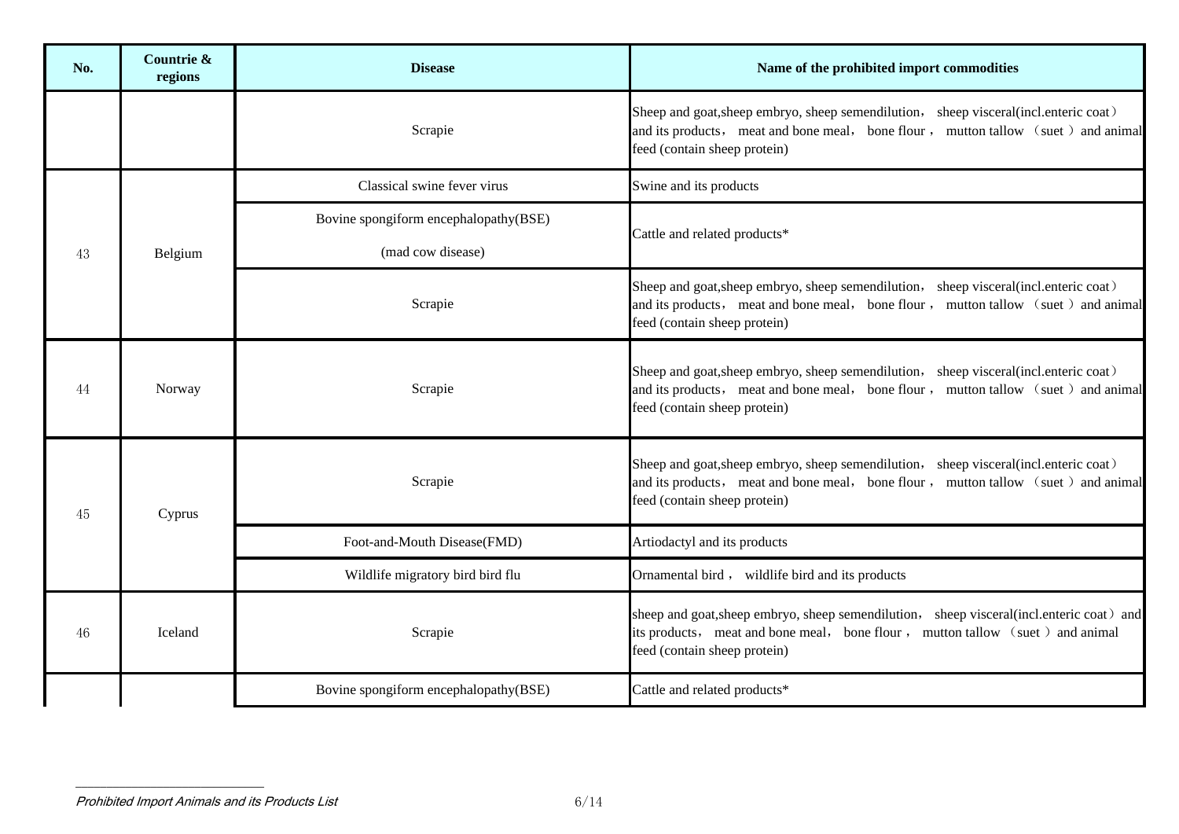| No. | Countrie & regions | Disease | Name of the prohibited import commodities |
|---|---|---|---|
| | | Scrapie | Sheep and goat,sheep embryo, sheep semendilution， sheep visceral(incl.enteric coat）and its products， meat and bone meal， bone flour， mutton tallow （suet ）and animal feed (contain sheep protein) |
| 43 | Belgium | Classical swine fever virus | Swine and its products |
| | | Bovine spongiform encephalopathy(BSE) (mad cow disease) | Cattle and related products* |
| | | Scrapie | Sheep and goat,sheep embryo, sheep semendilution， sheep visceral(incl.enteric coat）and its products， meat and bone meal， bone flour， mutton tallow （suet ）and animal feed (contain sheep protein) |
| 44 | Norway | Scrapie | Sheep and goat,sheep embryo, sheep semendilution， sheep visceral(incl.enteric coat）and its products， meat and bone meal， bone flour， mutton tallow （suet ）and animal feed (contain sheep protein) |
| 45 | Cyprus | Scrapie | Sheep and goat,sheep embryo, sheep semendilution， sheep visceral(incl.enteric coat）and its products， meat and bone meal， bone flour， mutton tallow （suet ）and animal feed (contain sheep protein) |
| | | Foot-and-Mouth Disease(FMD) | Artiodactyl and its products |
| | | Wildlife migratory bird bird flu | Ornamental bird， wildlife bird and its products |
| 46 | Iceland | Scrapie | sheep and goat,sheep embryo, sheep semendilution， sheep visceral(incl.enteric coat）and its products， meat and bone meal， bone flour， mutton tallow （suet ）and animal feed (contain sheep protein) |
| | | Bovine spongiform encephalopathy(BSE) | Cattle and related products* |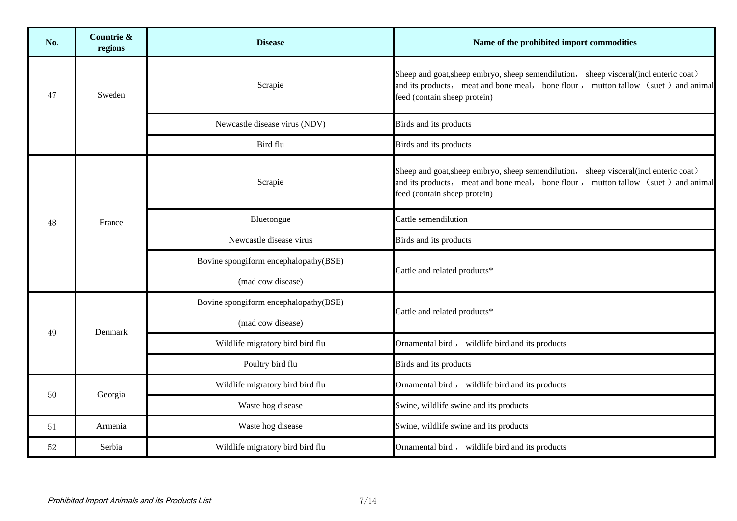| No. | Countrie & regions | Disease | Name of the prohibited import commodities |
|---|---|---|---|
| 47 | Sweden | Scrapie | Sheep and goat,sheep embryo, sheep semendilution， sheep visceral(incl.enteric coat） and its products， meat and bone meal， bone flour， mutton tallow （suet ）and animal feed (contain sheep protein) |
| | | Newcastle disease virus (NDV) | Birds and its products |
| | | Bird flu | Birds and its products |
| 48 | France | Scrapie | Sheep and goat,sheep embryo, sheep semendilution， sheep visceral(incl.enteric coat） and its products， meat and bone meal， bone flour， mutton tallow （suet ）and animal feed (contain sheep protein) |
| | | Bluetongue | Cattle semendilution |
| | | Newcastle disease virus | Birds and its products |
| | | Bovine spongiform encephalopathy(BSE) (mad cow disease) | Cattle and related products* |
| 49 | Denmark | Bovine spongiform encephalopathy(BSE) (mad cow disease) | Cattle and related products* |
| | | Wildlife migratory bird bird flu | Ornamental bird， wildlife bird and its products |
| | | Poultry bird flu | Birds and its products |
| 50 | Georgia | Wildlife migratory bird bird flu | Ornamental bird， wildlife bird and its products |
| | | Waste hog disease | Swine, wildlife swine and its products |
| 51 | Armenia | Waste hog disease | Swine, wildlife swine and its products |
| 52 | Serbia | Wildlife migratory bird bird flu | Ornamental bird， wildlife bird and its products |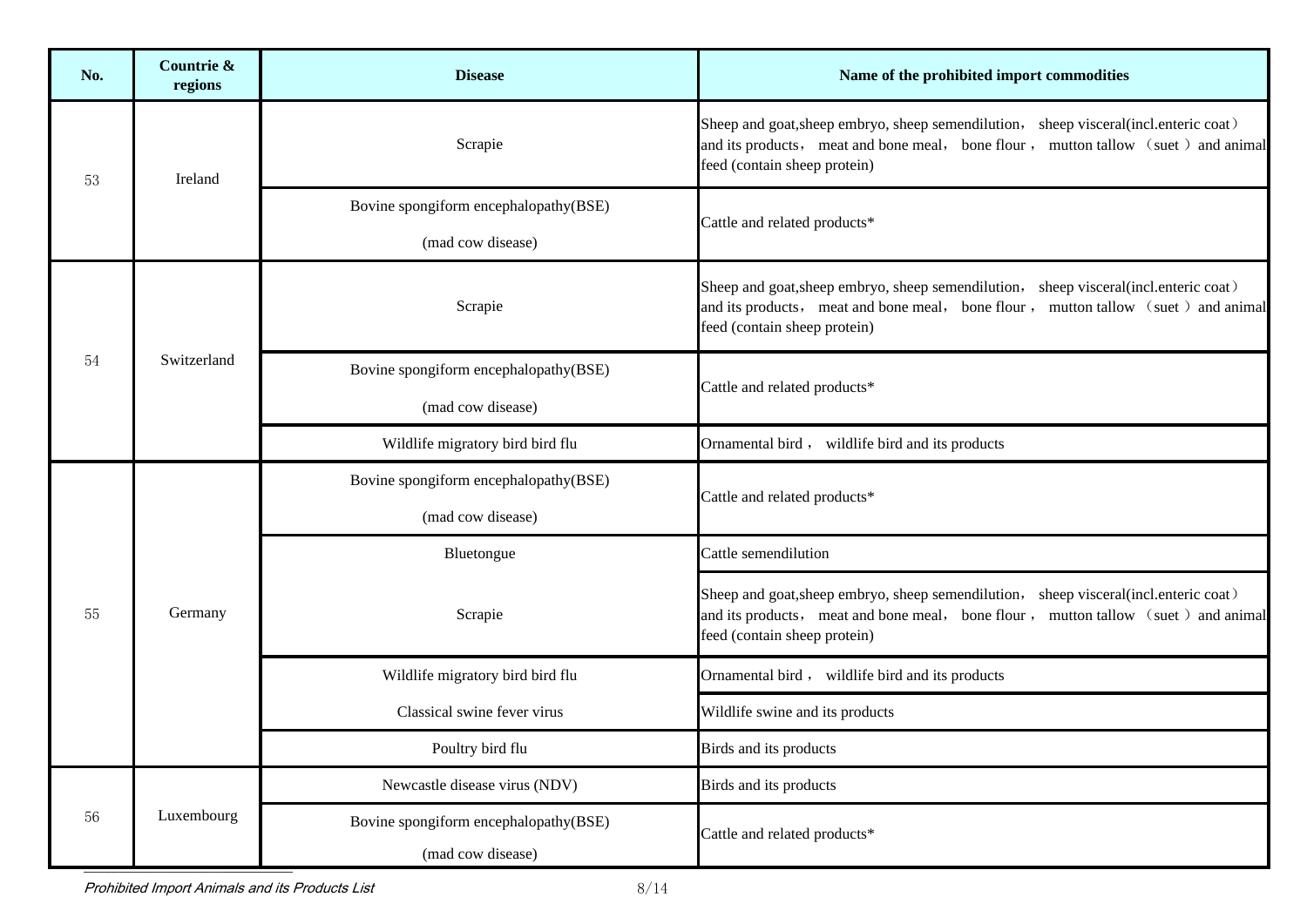| No. | Countrie & regions | Disease | Name of the prohibited import commodities |
|---|---|---|---|
| 53 | Ireland | Scrapie | Sheep and goat,sheep embryo, sheep semendilution， sheep visceral(incl.enteric coat） and its products， meat and bone meal， bone flour ， mutton tallow （suet ）and animal feed (contain sheep protein) |
| | | Bovine spongiform encephalopathy(BSE) (mad cow disease) | Cattle and related products* |
| 54 | Switzerland | Scrapie | Sheep and goat,sheep embryo, sheep semendilution， sheep visceral(incl.enteric coat） and its products， meat and bone meal， bone flour ， mutton tallow （suet ）and animal feed (contain sheep protein) |
| | | Bovine spongiform encephalopathy(BSE) (mad cow disease) | Cattle and related products* |
| | | Wildlife migratory bird bird flu | Ornamental bird ， wildlife bird and its products |
| 55 | Germany | Bovine spongiform encephalopathy(BSE) (mad cow disease) | Cattle and related products* |
| | | Bluetongue | Cattle semendilution |
| | | Scrapie | Sheep and goat,sheep embryo, sheep semendilution， sheep visceral(incl.enteric coat） and its products， meat and bone meal， bone flour ， mutton tallow （suet ）and animal feed (contain sheep protein) |
| | | Wildlife migratory bird bird flu | Ornamental bird ， wildlife bird and its products |
| | | Classical swine fever virus | Wildlife swine and its products |
| | | Poultry bird flu | Birds and its products |
| 56 | Luxembourg | Newcastle disease virus (NDV) | Birds and its products |
| | | Bovine spongiform encephalopathy(BSE) (mad cow disease) | Cattle and related products* |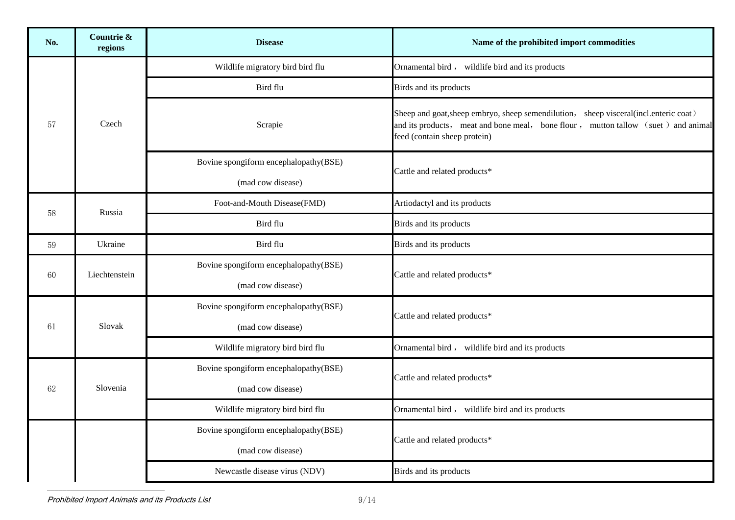| No. | Countrie & regions | Disease | Name of the prohibited import commodities |
|---|---|---|---|
| 57 | Czech | Wildlife migratory bird bird flu | Ornamental bird， wildlife bird and its products |
| | | Bird flu | Birds and its products |
| | | Scrapie | Sheep and goat,sheep embryo, sheep semendilution， sheep visceral(incl.enteric coat） and its products， meat and bone meal， bone flour， mutton tallow （suet ）and animal feed (contain sheep protein) |
| | | Bovine spongiform encephalopathy(BSE) (mad cow disease) | Cattle and related products* |
| 58 | Russia | Foot-and-Mouth Disease(FMD) | Artiodactyl and its products |
| | | Bird flu | Birds and its products |
| 59 | Ukraine | Bird flu | Birds and its products |
| 60 | Liechtenstein | Bovine spongiform encephalopathy(BSE) (mad cow disease) | Cattle and related products* |
| 61 | Slovak | Bovine spongiform encephalopathy(BSE) (mad cow disease) | Cattle and related products* |
| | | Wildlife migratory bird bird flu | Ornamental bird， wildlife bird and its products |
| 62 | Slovenia | Bovine spongiform encephalopathy(BSE) (mad cow disease) | Cattle and related products* |
| | | Wildlife migratory bird bird flu | Ornamental bird， wildlife bird and its products |
| | | Bovine spongiform encephalopathy(BSE) (mad cow disease) | Cattle and related products* |
| | | Newcastle disease virus (NDV) | Birds and its products |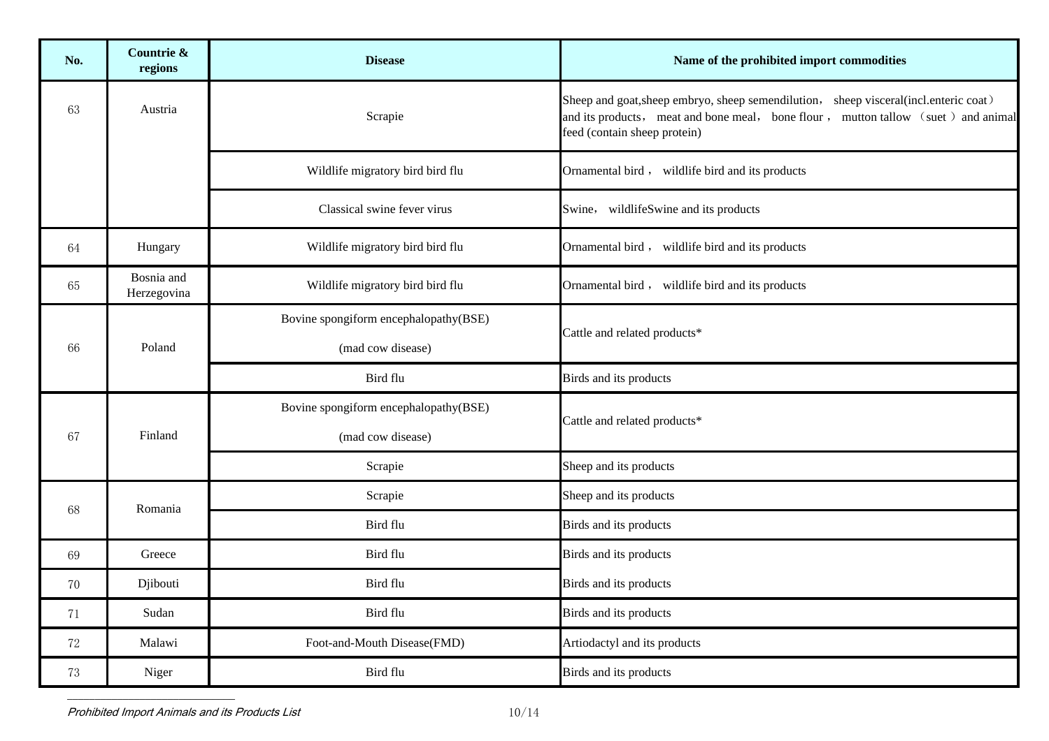| No. | Countrie & regions | Disease | Name of the prohibited import commodities |
|---|---|---|---|
| 63 | Austria | Scrapie | Sheep and goat,sheep embryo, sheep semendilution， sheep visceral(incl.enteric coat） and its products， meat and bone meal， bone flour， mutton tallow （suet ）and animal feed (contain sheep protein) |
| | | Wildlife migratory bird bird flu | Ornamental bird， wildlife bird and its products |
| | | Classical swine fever virus | Swine， wildlifeSwine and its products |
| 64 | Hungary | Wildlife migratory bird bird flu | Ornamental bird， wildlife bird and its products |
| 65 | Bosnia and Herzegovina | Wildlife migratory bird bird flu | Ornamental bird， wildlife bird and its products |
| 66 | Poland | Bovine spongiform encephalopathy(BSE) (mad cow disease) | Cattle and related products* |
| | | Bird flu | Birds and its products |
| 67 | Finland | Bovine spongiform encephalopathy(BSE) (mad cow disease) | Cattle and related products* |
| | | Scrapie | Sheep and its products |
| 68 | Romania | Scrapie | Sheep and its products |
| | | Bird flu | Birds and its products |
| 69 | Greece | Bird flu | Birds and its products |
| 70 | Djibouti | Bird flu | Birds and its products |
| 71 | Sudan | Bird flu | Birds and its products |
| 72 | Malawi | Foot-and-Mouth Disease(FMD) | Artiodactyl and its products |
| 73 | Niger | Bird flu | Birds and its products |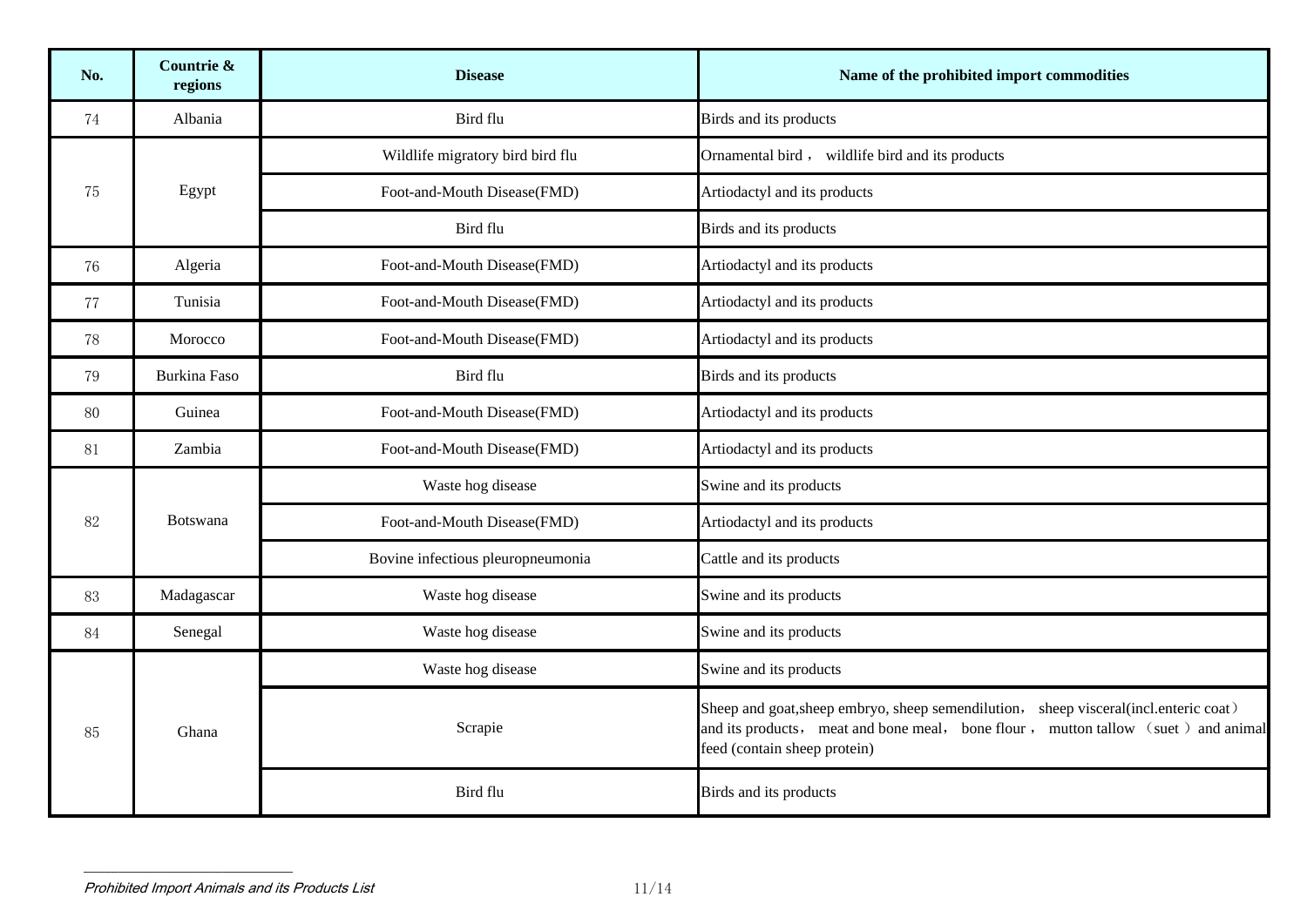| No. | Countrie & regions | Disease | Name of the prohibited import commodities |
|---|---|---|---|
| 74 | Albania | Bird flu | Birds and its products |
| 75 | Egypt | Wildlife migratory bird bird flu | Ornamental bird， wildlife bird and its products |
| | | Foot-and-Mouth Disease(FMD) | Artiodactyl and its products |
| | | Bird flu | Birds and its products |
| 76 | Algeria | Foot-and-Mouth Disease(FMD) | Artiodactyl and its products |
| 77 | Tunisia | Foot-and-Mouth Disease(FMD) | Artiodactyl and its products |
| 78 | Morocco | Foot-and-Mouth Disease(FMD) | Artiodactyl and its products |
| 79 | Burkina Faso | Bird flu | Birds and its products |
| 80 | Guinea | Foot-and-Mouth Disease(FMD) | Artiodactyl and its products |
| 81 | Zambia | Foot-and-Mouth Disease(FMD) | Artiodactyl and its products |
| 82 | Botswana | Waste hog disease | Swine and its products |
| | | Foot-and-Mouth Disease(FMD) | Artiodactyl and its products |
| | | Bovine infectious pleuropneumonia | Cattle and its products |
| 83 | Madagascar | Waste hog disease | Swine and its products |
| 84 | Senegal | Waste hog disease | Swine and its products |
| 85 | Ghana | Waste hog disease | Swine and its products |
| | | Scrapie | Sheep and goat,sheep embryo, sheep semendilution， sheep visceral(incl.enteric coat) and its products， meat and bone meal， bone flour， mutton tallow （suet ）and animal feed (contain sheep protein) |
| | | Bird flu | Birds and its products |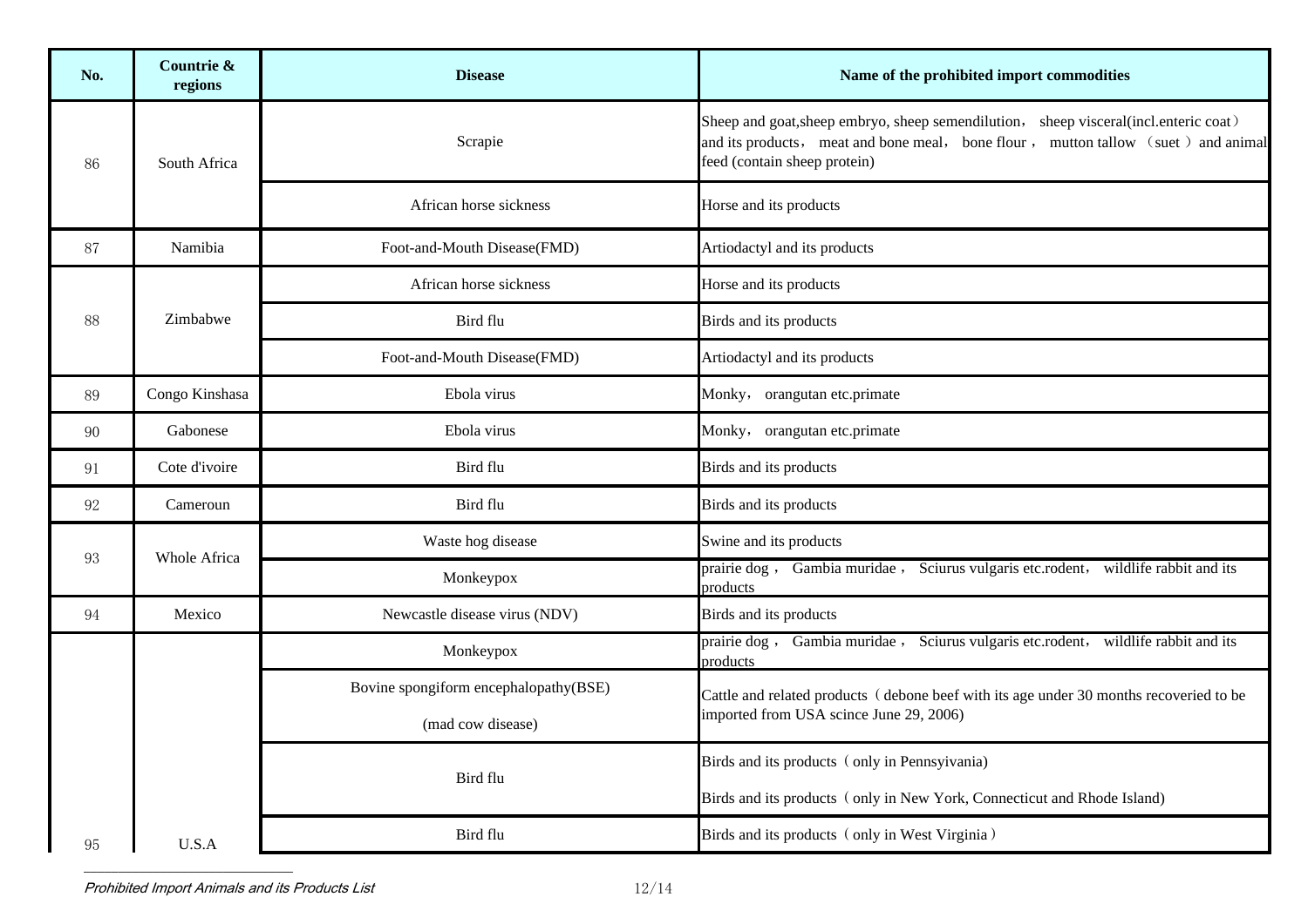| No. | Countrie & regions | Disease | Name of the prohibited import commodities |
|---|---|---|---|
| 86 | South Africa | Scrapie | Sheep and goat,sheep embryo, sheep semendilution， sheep visceral(incl.enteric coat） and its products， meat and bone meal， bone flour， mutton tallow （suet ）and animal feed (contain sheep protein) |
| | | African horse sickness | Horse and its products |
| 87 | Namibia | Foot-and-Mouth Disease(FMD) | Artiodactyl and its products |
| 88 | Zimbabwe | African horse sickness | Horse and its products |
| | | Bird flu | Birds and its products |
| | | Foot-and-Mouth Disease(FMD) | Artiodactyl and its products |
| 89 | Congo Kinshasa | Ebola virus | Monky， orangutan etc.primate |
| 90 | Gabonese | Ebola virus | Monky， orangutan etc.primate |
| 91 | Cote d'ivoire | Bird flu | Birds and its products |
| 92 | Cameroun | Bird flu | Birds and its products |
| 93 | Whole Africa | Waste hog disease | Swine and its products |
| | | Monkeypox | prairie dog， Gambia muridae， Sciurus vulgaris etc.rodent， wildlife rabbit and its products |
| 94 | Mexico | Newcastle disease virus (NDV) | Birds and its products |
| 95 | U.S.A | Monkeypox | prairie dog， Gambia muridae， Sciurus vulgaris etc.rodent， wildlife rabbit and its products |
| | | Bovine spongiform encephalopathy(BSE) (mad cow disease) | Cattle and related products（debone beef with its age under 30 months recoveried to be imported from USA scince June 29, 2006) |
| | | Bird flu | Birds and its products（only in Pennsyivania)<br>Birds and its products（only in New York, Connecticut and Rhode Island) |
| | | Bird flu | Birds and its products（only in West Virginia） |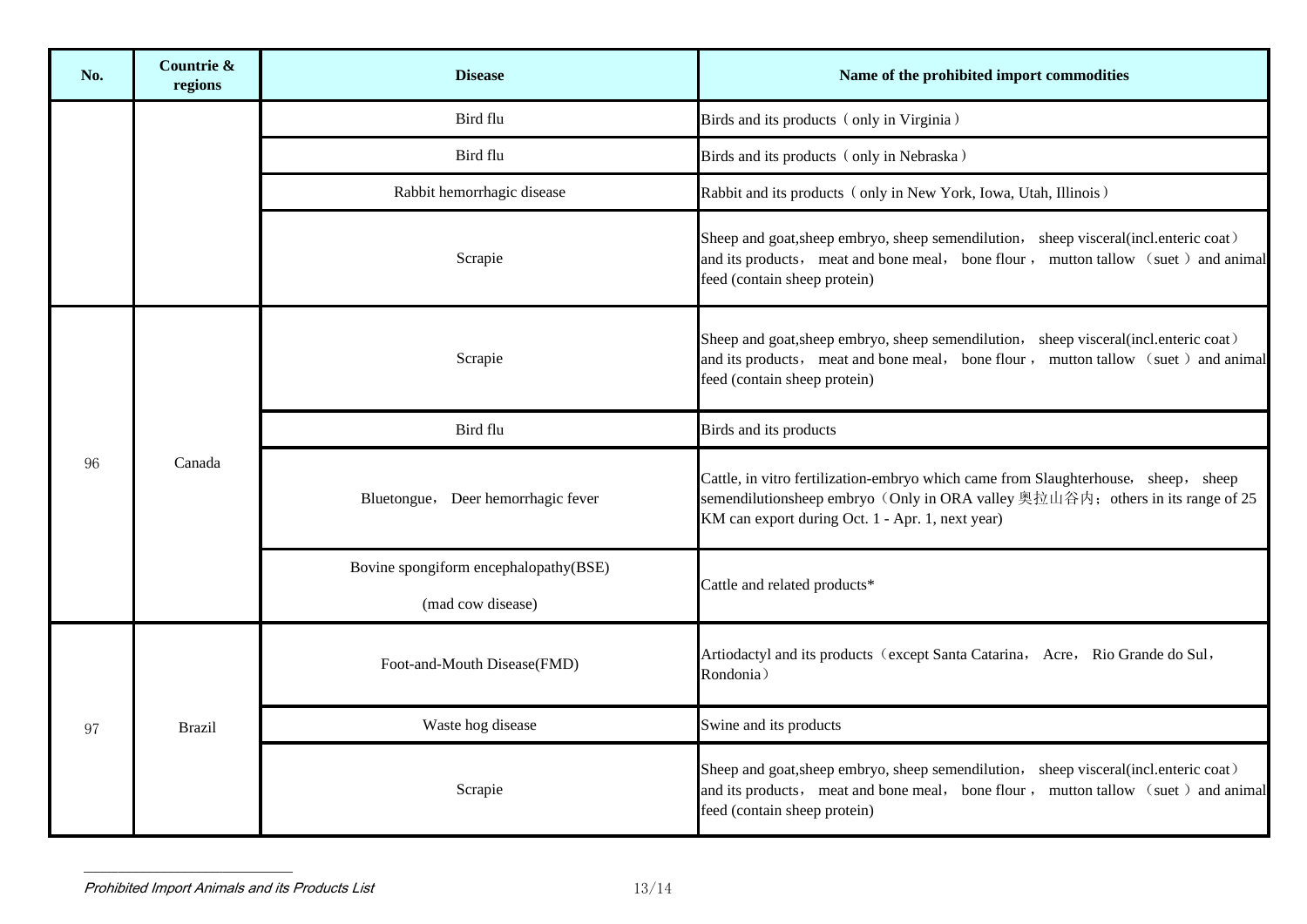| No. | Countrie & regions | Disease | Name of the prohibited import commodities |
|---|---|---|---|
| | | Bird flu | Birds and its products（only in Virginia） |
| | | Bird flu | Birds and its products（only in Nebraska） |
| | | Rabbit hemorrhagic disease | Rabbit and its products（only in New York, Iowa, Utah, Illinois） |
| | | Scrapie | Sheep and goat,sheep embryo, sheep semendilution， sheep visceral(incl.enteric coat） and its products， meat and bone meal， bone flour， mutton tallow （suet ）and animal feed (contain sheep protein) |
| 96 | Canada | Scrapie | Sheep and goat,sheep embryo, sheep semendilution， sheep visceral(incl.enteric coat） and its products， meat and bone meal， bone flour， mutton tallow （suet ）and animal feed (contain sheep protein) |
| | | Bird flu | Birds and its products |
| | | Bluetongue， Deer hemorrhagic fever | Cattle, in vitro fertilization-embryo which came from Slaughterhouse， sheep， sheep semendilutionsheep embryo（Only in ORA valley 奥拉山谷内；others in its range of 25 KM can export during Oct. 1 - Apr. 1, next year) |
| | | Bovine spongiform encephalopathy(BSE) (mad cow disease) | Cattle and related products* |
| 97 | Brazil | Foot-and-Mouth Disease(FMD) | Artiodactyl and its products（except Santa Catarina， Acre， Rio Grande do Sul，Rondonia） |
| | | Waste hog disease | Swine and its products |
| | | Scrapie | Sheep and goat,sheep embryo, sheep semendilution， sheep visceral(incl.enteric coat） and its products， meat and bone meal， bone flour， mutton tallow （suet ）and animal feed (contain sheep protein) |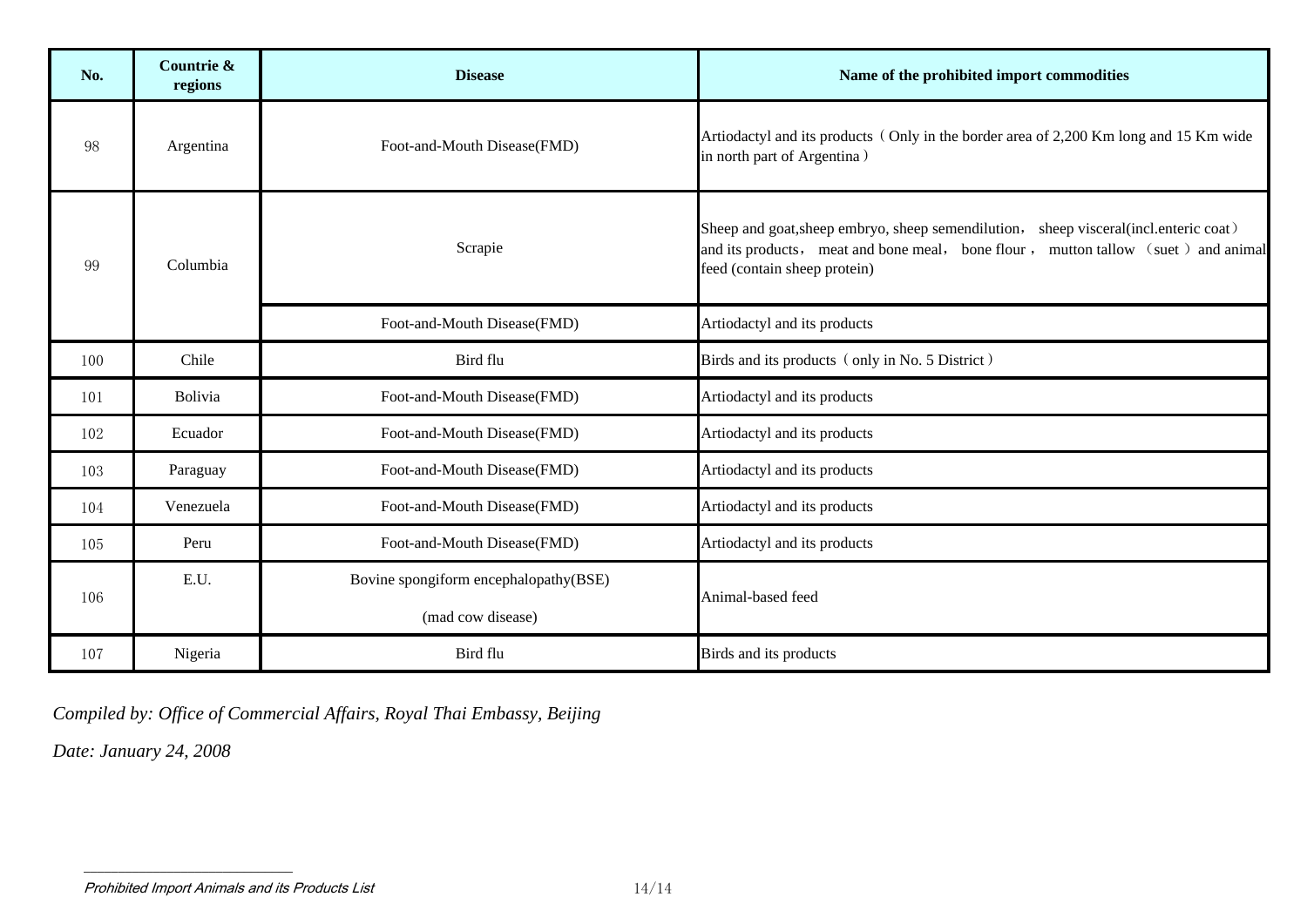| No. | Countrie & regions | Disease | Name of the prohibited import commodities |
|---|---|---|---|
| 98 | Argentina | Foot-and-Mouth Disease(FMD) | Artiodactyl and its products（Only in the border area of 2,200 Km long and 15 Km wide in north part of Argentina） |
| 99 | Columbia | Scrapie | Sheep and goat,sheep embryo, sheep semendilution， sheep visceral(incl.enteric coat） and its products， meat and bone meal， bone flour， mutton tallow （suet ）and animal feed (contain sheep protein) |
| | | Foot-and-Mouth Disease(FMD) | Artiodactyl and its products |
| 100 | Chile | Bird flu | Birds and its products（only in No. 5 District） |
| 101 | Bolivia | Foot-and-Mouth Disease(FMD) | Artiodactyl and its products |
| 102 | Ecuador | Foot-and-Mouth Disease(FMD) | Artiodactyl and its products |
| 103 | Paraguay | Foot-and-Mouth Disease(FMD) | Artiodactyl and its products |
| 104 | Venezuela | Foot-and-Mouth Disease(FMD) | Artiodactyl and its products |
| 105 | Peru | Foot-and-Mouth Disease(FMD) | Artiodactyl and its products |
| 106 | E.U. | Bovine spongiform encephalopathy(BSE) (mad cow disease) | Animal-based feed |
| 107 | Nigeria | Bird flu | Birds and its products |

*Compiled by: Office of Commercial Affairs, Royal Thai Embassy, Beijing*

*Date: January 24, 2008*